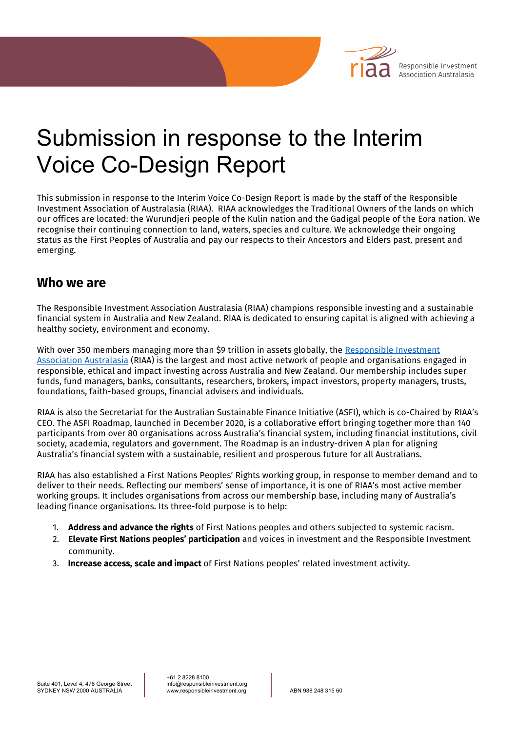# Submission in response to the Interim Voice Co-Design Report

This submission in response to the Interim Voice Co-Design Report is made by the staff of the Responsible Investment Association of Australasia (RIAA). RIAA acknowledges the Traditional Owners of the lands on which our offices are located: the Wurundjeri people of the Kulin nation and the Gadigal people of the Eora nation. We recognise their continuing connection to land, waters, species and culture. We acknowledge their ongoing status as the First Peoples of Australia and pay our respects to their Ancestors and Elders past, present and emerging.

## Who we are

The Responsible Investment Association Australasia (RIAA) champions responsible investing and a sustainable financial system in Australia and New Zealand. RIAA is dedicated to ensuring capital is aligned with achieving a healthy society, environment and economy.

With over 350 members managing more than $9 trillion in assets globally, the [Responsible Investment Association Australasia](https://www.responsibleinvestment.org) (RIAA) is the largest and most active network of people and organisations engaged in responsible, ethical and impact investing across Australia and New Zealand. Our membership includes super funds, fund managers, banks, consultants, researchers, brokers, impact investors, property managers, trusts, foundations, faith-based groups, financial advisers and individuals.

RIAA is also the Secretariat for the Australian Sustainable Finance Initiative (ASFI), which is co-Chaired by RIAA's CEO. The ASFI Roadmap, launched in December 2020, is a collaborative effort bringing together more than 140 participants from over 80 organisations across Australia's financial system, including financial institutions, civil society, academia, regulators and government. The Roadmap is an industry-driven A plan for aligning Australia's financial system with a sustainable, resilient and prosperous future for all Australians.

RIAA has also established a First Nations Peoples' Rights working group, in response to member demand and to deliver to their needs. Reflecting our members' sense of importance, it is one of RIAA's most active member working groups. It includes organisations from across our membership base, including many of Australia's leading finance organisations. Its three-fold purpose is to help:

1. **Address and advance the rights** of First Nations peoples and others subjected to systemic racism.
2. **Elevate First Nations peoples' participation** and voices in investment and the Responsible Investment community.
3. **Increase access, scale and impact** of First Nations peoples' related investment activity.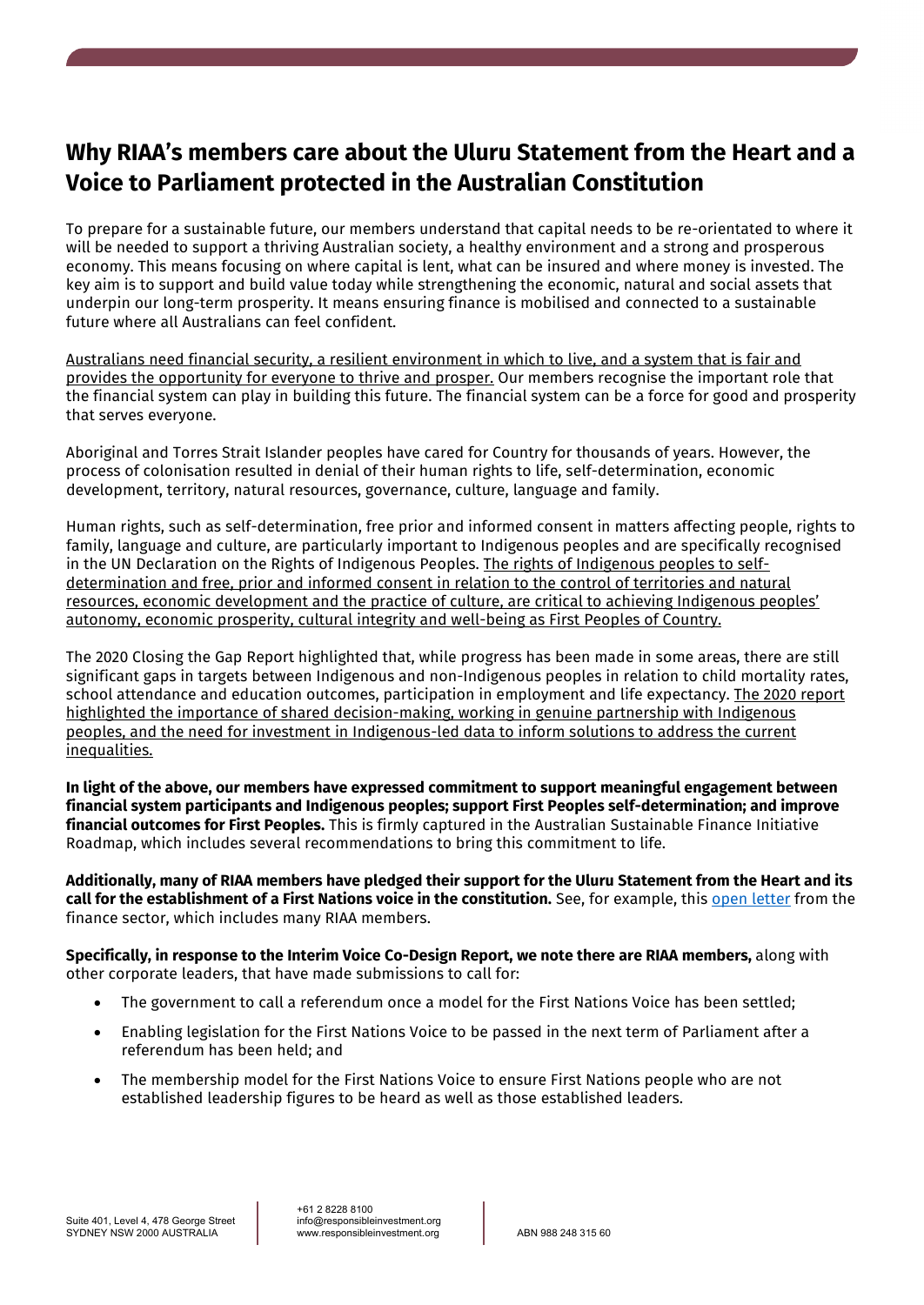## Why RIAA's members care about the Uluru Statement from the Heart and a Voice to Parliament protected in the Australian Constitution

To prepare for a sustainable future, our members understand that capital needs to be re-orientated to where it will be needed to support a thriving Australian society, a healthy environment and a strong and prosperous economy. This means focusing on where capital is lent, what can be insured and where money is invested. The key aim is to support and build value today while strengthening the economic, natural and social assets that underpin our long-term prosperity. It means ensuring finance is mobilised and connected to a sustainable future where all Australians can feel confident.

Australians need financial security, a resilient environment in which to live, and a system that is fair and provides the opportunity for everyone to thrive and prosper. Our members recognise the important role that the financial system can play in building this future. The financial system can be a force for good and prosperity that serves everyone.

Aboriginal and Torres Strait Islander peoples have cared for Country for thousands of years. However, the process of colonisation resulted in denial of their human rights to life, self-determination, economic development, territory, natural resources, governance, culture, language and family.

Human rights, such as self-determination, free prior and informed consent in matters affecting people, rights to family, language and culture, are particularly important to Indigenous peoples and are specifically recognised in the UN Declaration on the Rights of Indigenous Peoples. The rights of Indigenous peoples to self-determination and free, prior and informed consent in relation to the control of territories and natural resources, economic development and the practice of culture, are critical to achieving Indigenous peoples' autonomy, economic prosperity, cultural integrity and well-being as First Peoples of Country.

The 2020 Closing the Gap Report highlighted that, while progress has been made in some areas, there are still significant gaps in targets between Indigenous and non-Indigenous peoples in relation to child mortality rates, school attendance and education outcomes, participation in employment and life expectancy. The 2020 report highlighted the importance of shared decision-making, working in genuine partnership with Indigenous peoples, and the need for investment in Indigenous-led data to inform solutions to address the current inequalities.

**In light of the above, our members have expressed commitment to support meaningful engagement between financial system participants and Indigenous peoples; support First Peoples self-determination; and improve financial outcomes for First Peoples.** This is firmly captured in the Australian Sustainable Finance Initiative Roadmap, which includes several recommendations to bring this commitment to life.

**Additionally, many of RIAA members have pledged their support for the Uluru Statement from the Heart and its call for the establishment of a First Nations voice in the constitution.** See, for example, this open letter from the finance sector, which includes many RIAA members.

**Specifically, in response to the Interim Voice Co-Design Report, we note there are RIAA members,** along with other corporate leaders, that have made submissions to call for:

- The government to call a referendum once a model for the First Nations Voice has been settled;
- Enabling legislation for the First Nations Voice to be passed in the next term of Parliament after a referendum has been held; and
- The membership model for the First Nations Voice to ensure First Nations people who are not established leadership figures to be heard as well as those established leaders.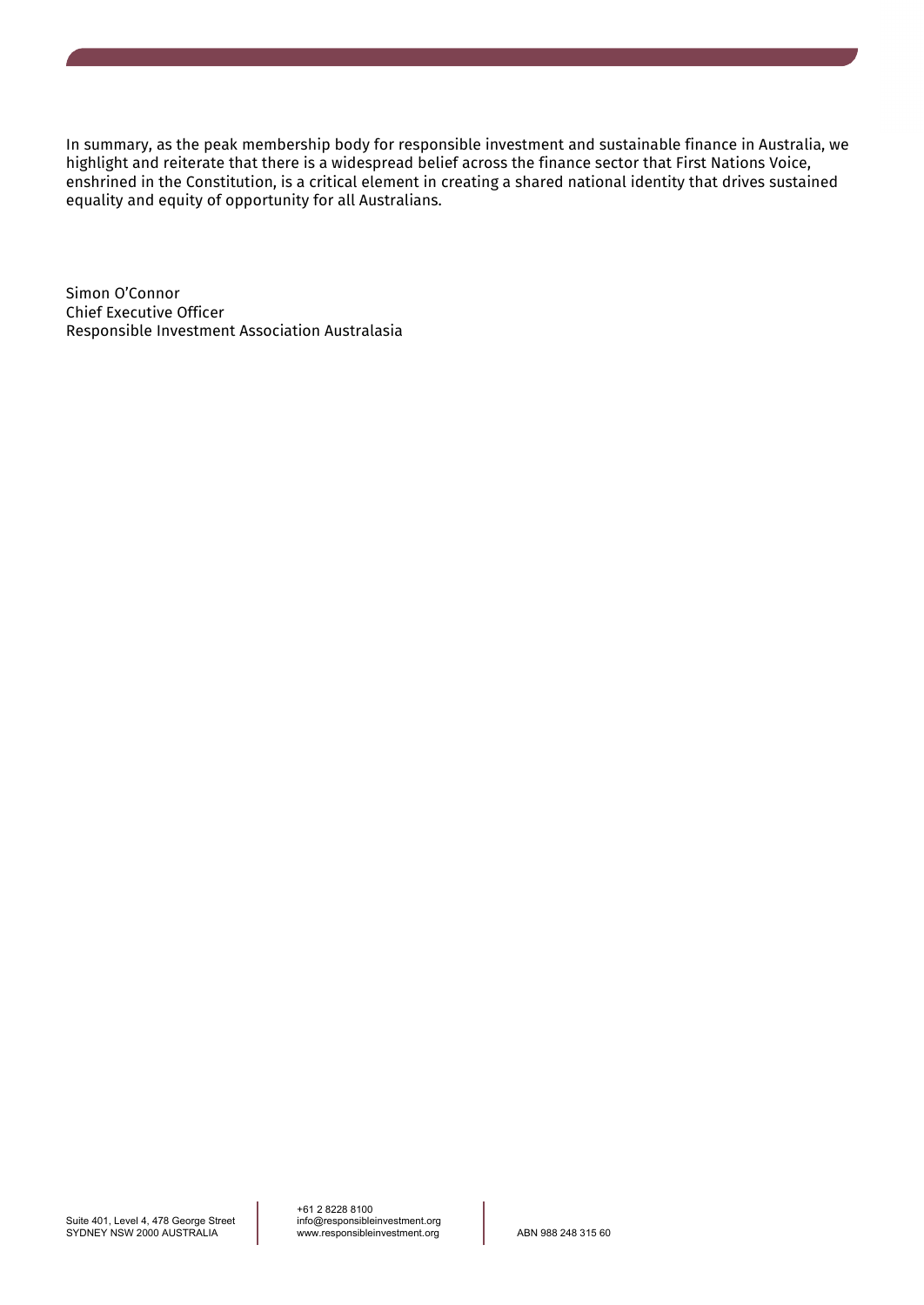In summary, as the peak membership body for responsible investment and sustainable finance in Australia, we highlight and reiterate that there is a widespread belief across the finance sector that First Nations Voice, enshrined in the Constitution, is a critical element in creating a shared national identity that drives sustained equality and equity of opportunity for all Australians.

Simon O'Connor
Chief Executive Officer
Responsible Investment Association Australasia